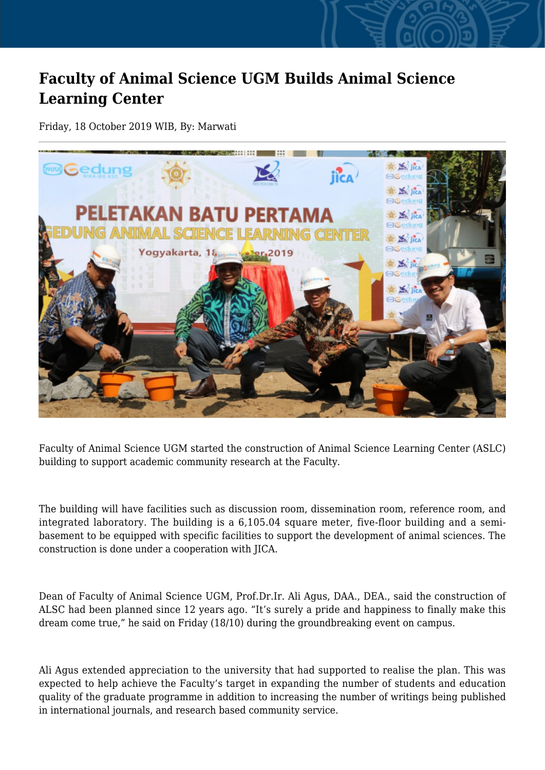# Faculty of Animal Science UGM Builds Animal Science Learning Center

Friday, 18 October 2019 WIB, By: Marwati

Faculty of Animal Science UGM started the construction of Animal Science Learning Center (ASLC) building to support academic community research at the Faculty.

The building will have facilities such as discussion room, dissemination room, reference room, and integrated laboratory. The building is a 6,105.04 square meter, five-floor building and a semi-basement to be equipped with specific facilities to support the development of animal sciences. The construction is done under a cooperation with JICA.

Dean of Faculty of Animal Science UGM, Prof.Dr.Ir. Ali Agus, DAA., DEA., said the construction of ALSC had been planned since 12 years ago. “It’s surely a pride and happiness to finally make this dream come true,” he said on Friday (18/10) during the groundbreaking event on campus.

Ali Agus extended appreciation to the university that had supported to realise the plan. This was expected to help achieve the Faculty’s target in expanding the number of students and education quality of the graduate programme in addition to increasing the number of writings being published in international journals, and research based community service.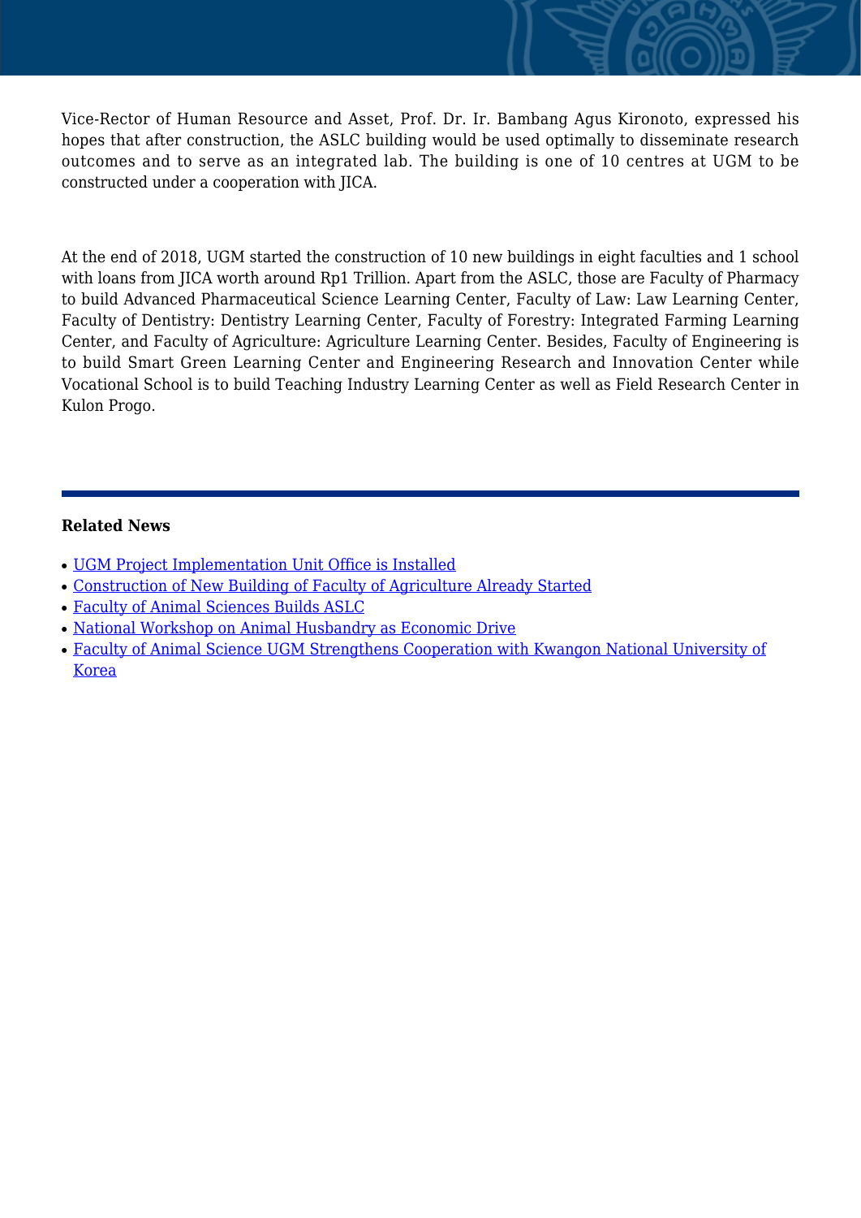Vice-Rector of Human Resource and Asset, Prof. Dr. Ir. Bambang Agus Kironoto, expressed his hopes that after construction, the ASLC building would be used optimally to disseminate research outcomes and to serve as an integrated lab. The building is one of 10 centres at UGM to be constructed under a cooperation with JICA.

At the end of 2018, UGM started the construction of 10 new buildings in eight faculties and 1 school with loans from JICA worth around Rp1 Trillion. Apart from the ASLC, those are Faculty of Pharmacy to build Advanced Pharmaceutical Science Learning Center, Faculty of Law: Law Learning Center, Faculty of Dentistry: Dentistry Learning Center, Faculty of Forestry: Integrated Farming Learning Center, and Faculty of Agriculture: Agriculture Learning Center. Besides, Faculty of Engineering is to build Smart Green Learning Center and Engineering Research and Innovation Center while Vocational School is to build Teaching Industry Learning Center as well as Field Research Center in Kulon Progo.

---

**Related News**

- UGM Project Implementation Unit Office is Installed
- Construction of New Building of Faculty of Agriculture Already Started
- Faculty of Animal Sciences Builds ASLC
- National Workshop on Animal Husbandry as Economic Drive
- Faculty of Animal Science UGM Strengthens Cooperation with Kwangon National University of Korea